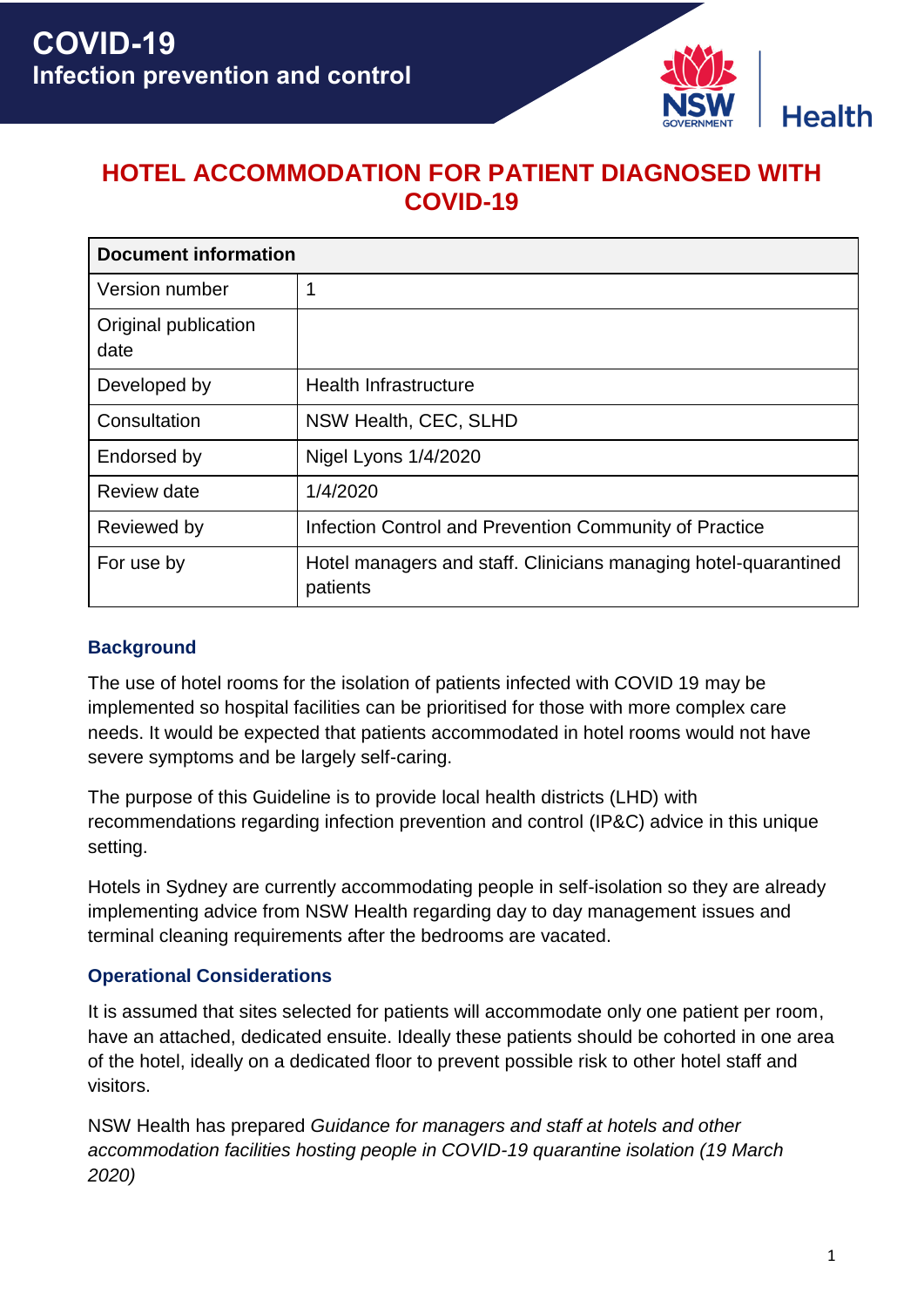# COVID-19
## Infection prevention and control

# HOTEL ACCOMMODATION FOR PATIENT DIAGNOSED WITH COVID-19

| Document information | |
|---|---|
| Version number | 1 |
| Original publication date | |
| Developed by | Health Infrastructure |
| Consultation | NSW Health, CEC, SLHD |
| Endorsed by | Nigel Lyons 1/4/2020 |
| Review date | 1/4/2020 |
| Reviewed by | Infection Control and Prevention Community of Practice |
| For use by | Hotel managers and staff. Clinicians managing hotel-quarantined patients |

### Background

The use of hotel rooms for the isolation of patients infected with COVID 19 may be implemented so hospital facilities can be prioritised for those with more complex care needs. It would be expected that patients accommodated in hotel rooms would not have severe symptoms and be largely self-caring.

The purpose of this Guideline is to provide local health districts (LHD) with recommendations regarding infection prevention and control (IP&C) advice in this unique setting.

Hotels in Sydney are currently accommodating people in self-isolation so they are already implementing advice from NSW Health regarding day to day management issues and terminal cleaning requirements after the bedrooms are vacated.

### Operational Considerations

It is assumed that sites selected for patients will accommodate only one patient per room, have an attached, dedicated ensuite. Ideally these patients should be cohorted in one area of the hotel, ideally on a dedicated floor to prevent possible risk to other hotel staff and visitors.

NSW Health has prepared *Guidance for managers and staff at hotels and other accommodation facilities hosting people in COVID-19 quarantine isolation (19 March 2020)*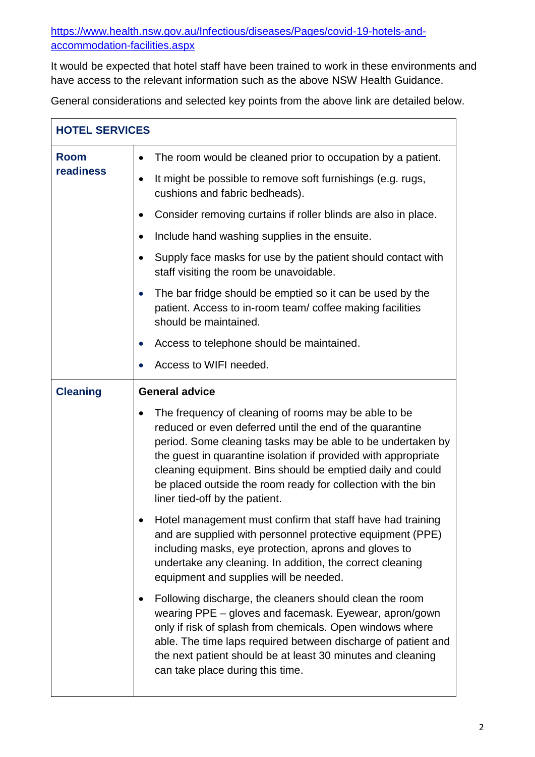https://www.health.nsw.gov.au/Infectious/diseases/Pages/covid-19-hotels-and-accommodation-facilities.aspx

It would be expected that hotel staff have been trained to work in these environments and have access to the relevant information such as the above NSW Health Guidance.

General considerations and selected key points from the above link are detailed below.

| **HOTEL SERVICES** | |
|---|---|
| **Room readiness** | • The room would be cleaned prior to occupation by a patient.<br>• It might be possible to remove soft furnishings (e.g. rugs, cushions and fabric bedheads).<br>• Consider removing curtains if roller blinds are also in place.<br>• Include hand washing supplies in the ensuite.<br>• Supply face masks for use by the patient should contact with staff visiting the room be unavoidable.<br>• The bar fridge should be emptied so it can be used by the patient. Access to in-room team/ coffee making facilities should be maintained.<br>• Access to telephone should be maintained.<br>• Access to WIFI needed. |
| **Cleaning** | **General advice**<br>• The frequency of cleaning of rooms may be able to be reduced or even deferred until the end of the quarantine period. Some cleaning tasks may be able to be undertaken by the guest in quarantine isolation if provided with appropriate cleaning equipment. Bins should be emptied daily and could be placed outside the room ready for collection with the bin liner tied-off by the patient.<br>• Hotel management must confirm that staff have had training and are supplied with personnel protective equipment (PPE) including masks, eye protection, aprons and gloves to undertake any cleaning. In addition, the correct cleaning equipment and supplies will be needed.<br>• Following discharge, the cleaners should clean the room wearing PPE – gloves and facemask. Eyewear, apron/gown only if risk of splash from chemicals. Open windows where able. The time laps required between discharge of patient and the next patient should be at least 30 minutes and cleaning can take place during this time. |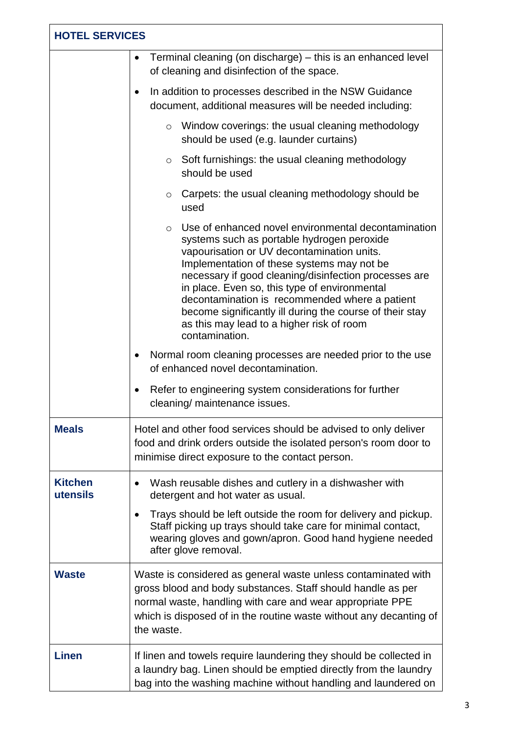| HOTEL SERVICES | |
|---|---|
| | • Terminal cleaning (on discharge) – this is an enhanced level of cleaning and disinfection of the space.<br>• In addition to processes described in the NSW Guidance document, additional measures will be needed including:<br>  ○ Window coverings: the usual cleaning methodology should be used (e.g. launder curtains)<br>  ○ Soft furnishings: the usual cleaning methodology should be used<br>  ○ Carpets: the usual cleaning methodology should be used<br>  ○ Use of enhanced novel environmental decontamination systems such as portable hydrogen peroxide vapourisation or UV decontamination units. Implementation of these systems may not be necessary if good cleaning/disinfection processes are in place. Even so, this type of environmental decontamination is recommended where a patient become significantly ill during the course of their stay as this may lead to a higher risk of room contamination.<br>• Normal room cleaning processes are needed prior to the use of enhanced novel decontamination.<br>• Refer to engineering system considerations for further cleaning/ maintenance issues. |
| **Meals** | Hotel and other food services should be advised to only deliver food and drink orders outside the isolated person's room door to minimise direct exposure to the contact person. |
| **Kitchen utensils** | • Wash reusable dishes and cutlery in a dishwasher with detergent and hot water as usual.<br>• Trays should be left outside the room for delivery and pickup. Staff picking up trays should take care for minimal contact, wearing gloves and gown/apron. Good hand hygiene needed after glove removal. |
| **Waste** | Waste is considered as general waste unless contaminated with gross blood and body substances. Staff should handle as per normal waste, handling with care and wear appropriate PPE which is disposed of in the routine waste without any decanting of the waste. |
| **Linen** | If linen and towels require laundering they should be collected in a laundry bag. Linen should be emptied directly from the laundry bag into the washing machine without handling and laundered on |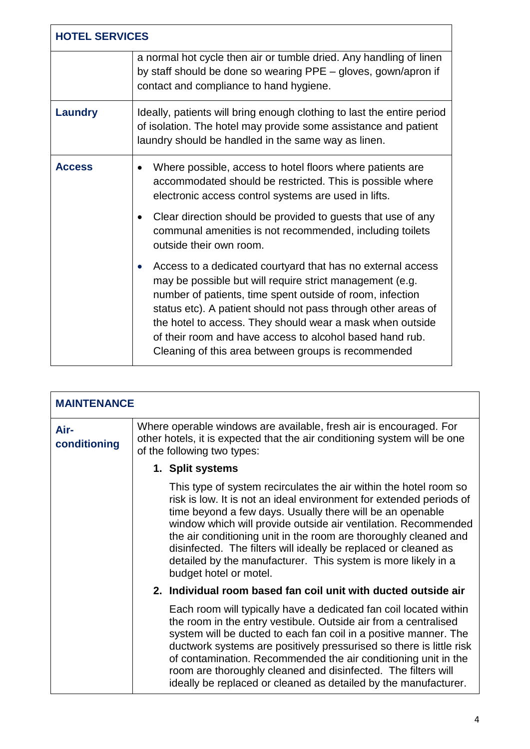| HOTEL SERVICES | |
|---|---|
| | a normal hot cycle then air or tumble dried. Any handling of linen by staff should be done so wearing PPE – gloves, gown/apron if contact and compliance to hand hygiene. |
| **Laundry** | Ideally, patients will bring enough clothing to last the entire period of isolation. The hotel may provide some assistance and patient laundry should be handled in the same way as linen. |
| **Access** | • Where possible, access to hotel floors where patients are accommodated should be restricted. This is possible where electronic access control systems are used in lifts.<br>• Clear direction should be provided to guests that use of any communal amenities is not recommended, including toilets outside their own room.<br>• Access to a dedicated courtyard that has no external access may be possible but will require strict management (e.g. number of patients, time spent outside of room, infection status etc). A patient should not pass through other areas of the hotel to access. They should wear a mask when outside of their room and have access to alcohol based hand rub. Cleaning of this area between groups is recommended |

| MAINTENANCE | |
|---|---|
| **Air-conditioning** | Where operable windows are available, fresh air is encouraged. For other hotels, it is expected that the air conditioning system will be one of the following two types:<br>**1. Split systems**<br>This type of system recirculates the air within the hotel room so risk is low. It is not an ideal environment for extended periods of time beyond a few days. Usually there will be an openable window which will provide outside air ventilation. Recommended the air conditioning unit in the room are thoroughly cleaned and disinfected. The filters will ideally be replaced or cleaned as detailed by the manufacturer. This system is more likely in a budget hotel or motel.<br>**2. Individual room based fan coil unit with ducted outside air**<br>Each room will typically have a dedicated fan coil located within the room in the entry vestibule. Outside air from a centralised system will be ducted to each fan coil in a positive manner. The ductwork systems are positively pressurised so there is little risk of contamination. Recommended the air conditioning unit in the room are thoroughly cleaned and disinfected. The filters will ideally be replaced or cleaned as detailed by the manufacturer. |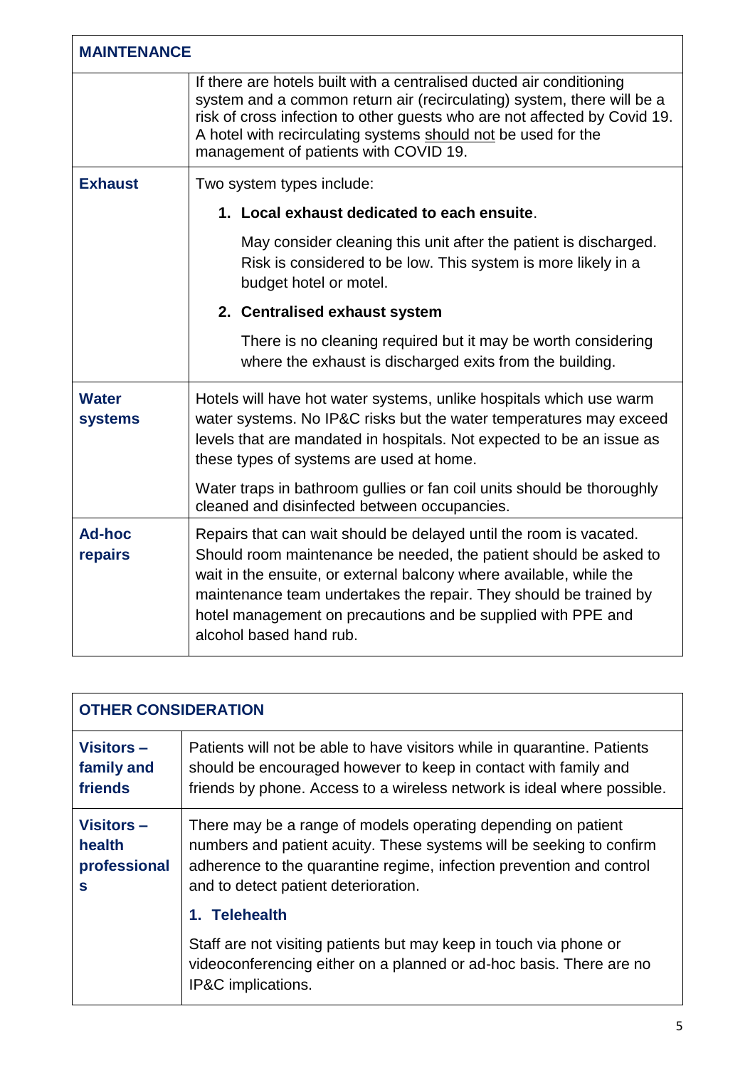| MAINTENANCE | |
|---|---|
| | If there are hotels built with a centralised ducted air conditioning system and a common return air (recirculating) system, there will be a risk of cross infection to other guests who are not affected by Covid 19. A hotel with recirculating systems <u>should not</u> be used for the management of patients with COVID 19. |
| **Exhaust** | Two system types include:<br>1. **Local exhaust dedicated to each ensuite**.<br>May consider cleaning this unit after the patient is discharged. Risk is considered to be low. This system is more likely in a budget hotel or motel.<br>2. **Centralised exhaust system**<br>There is no cleaning required but it may be worth considering where the exhaust is discharged exits from the building. |
| **Water systems** | Hotels will have hot water systems, unlike hospitals which use warm water systems. No IP&C risks but the water temperatures may exceed levels that are mandated in hospitals. Not expected to be an issue as these types of systems are used at home.<br>Water traps in bathroom gullies or fan coil units should be thoroughly cleaned and disinfected between occupancies. |
| **Ad-hoc repairs** | Repairs that can wait should be delayed until the room is vacated. Should room maintenance be needed, the patient should be asked to wait in the ensuite, or external balcony where available, while the maintenance team undertakes the repair. They should be trained by hotel management on precautions and be supplied with PPE and alcohol based hand rub. |

| OTHER CONSIDERATION | |
|---|---|
| **Visitors – family and friends** | Patients will not be able to have visitors while in quarantine. Patients should be encouraged however to keep in contact with family and friends by phone. Access to a wireless network is ideal where possible. |
| **Visitors – health professionals** | There may be a range of models operating depending on patient numbers and patient acuity. These systems will be seeking to confirm adherence to the quarantine regime, infection prevention and control and to detect patient deterioration.<br>1. **Telehealth**<br>Staff are not visiting patients but may keep in touch via phone or videoconferencing either on a planned or ad-hoc basis. There are no IP&C implications. |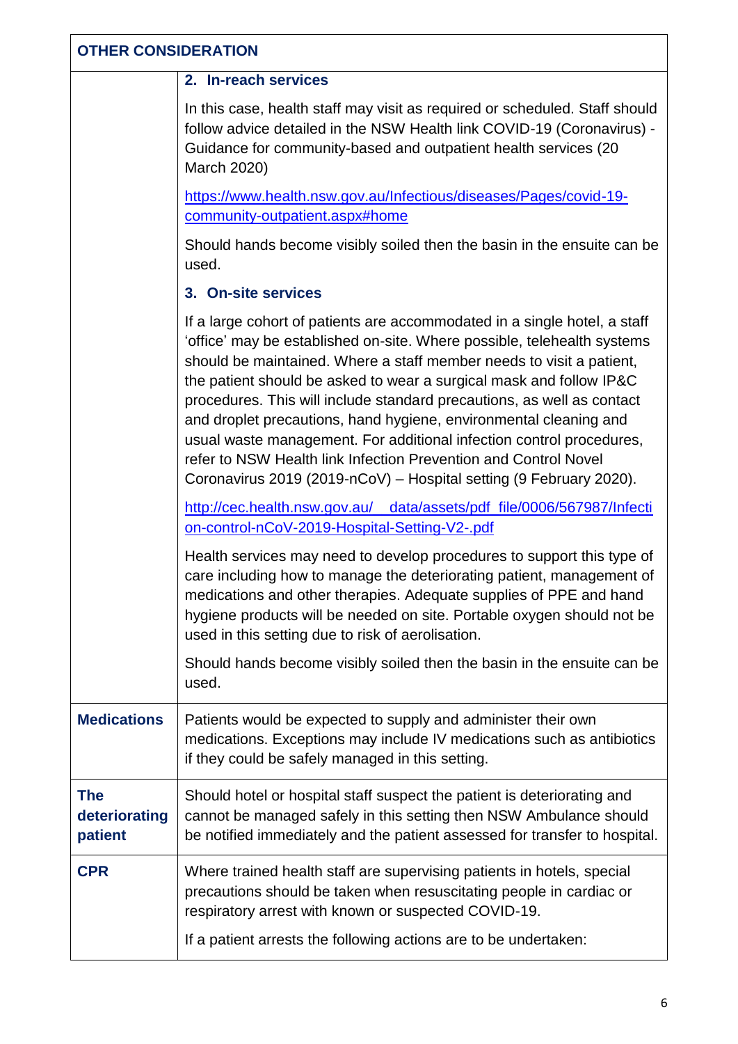| OTHER CONSIDERATION | |
|---|---|
| | **2. In-reach services**<br><br>In this case, health staff may visit as required or scheduled. Staff should follow advice detailed in the NSW Health link COVID-19 (Coronavirus) - Guidance for community-based and outpatient health services (20 March 2020)<br><br>https://www.health.nsw.gov.au/Infectious/diseases/Pages/covid-19-community-outpatient.aspx#home<br><br>Should hands become visibly soiled then the basin in the ensuite can be used.<br><br>**3. On-site services**<br><br>If a large cohort of patients are accommodated in a single hotel, a staff 'office' may be established on-site. Where possible, telehealth systems should be maintained. Where a staff member needs to visit a patient, the patient should be asked to wear a surgical mask and follow IP&C procedures. This will include standard precautions, as well as contact and droplet precautions, hand hygiene, environmental cleaning and usual waste management. For additional infection control procedures, refer to NSW Health link Infection Prevention and Control Novel Coronavirus 2019 (2019-nCoV) – Hospital setting (9 February 2020).<br><br>http://cec.health.nsw.gov.au/__data/assets/pdf_file/0006/567987/Infection-control-nCoV-2019-Hospital-Setting-V2-.pdf<br><br>Health services may need to develop procedures to support this type of care including how to manage the deteriorating patient, management of medications and other therapies. Adequate supplies of PPE and hand hygiene products will be needed on site. Portable oxygen should not be used in this setting due to risk of aerolisation.<br><br>Should hands become visibly soiled then the basin in the ensuite can be used. |
| **Medications** | Patients would be expected to supply and administer their own medications. Exceptions may include IV medications such as antibiotics if they could be safely managed in this setting. |
| **The deteriorating patient** | Should hotel or hospital staff suspect the patient is deteriorating and cannot be managed safely in this setting then NSW Ambulance should be notified immediately and the patient assessed for transfer to hospital. |
| **CPR** | Where trained health staff are supervising patients in hotels, special precautions should be taken when resuscitating people in cardiac or respiratory arrest with known or suspected COVID-19.<br><br>If a patient arrests the following actions are to be undertaken: |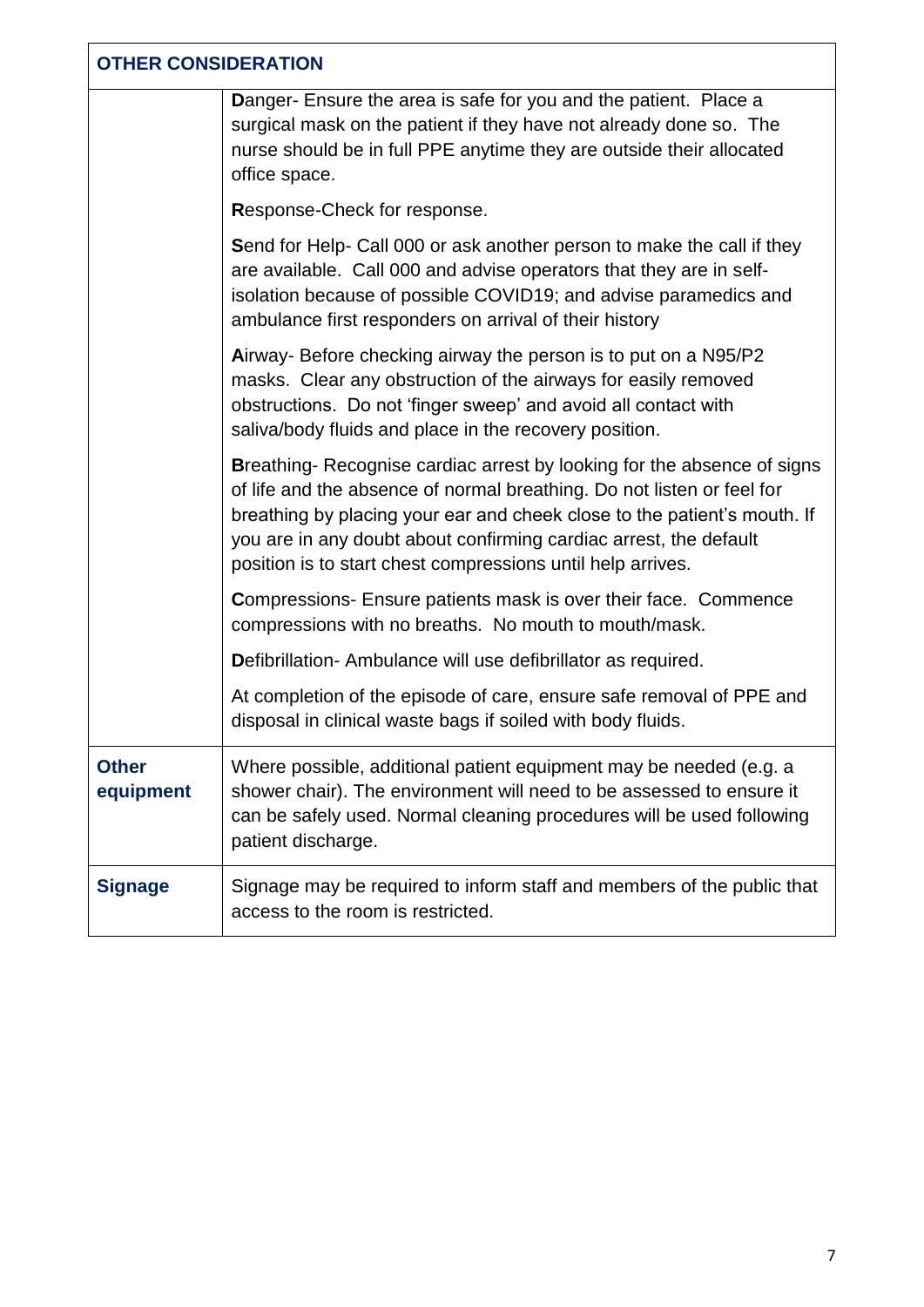| OTHER CONSIDERATION | |
|---|---|
| | **D**anger- Ensure the area is safe for you and the patient. Place a surgical mask on the patient if they have not already done so. The nurse should be in full PPE anytime they are outside their allocated office space.<br><br>**R**esponse-Check for response.<br><br>**S**end for Help- Call 000 or ask another person to make the call if they are available. Call 000 and advise operators that they are in self-isolation because of possible COVID19; and advise paramedics and ambulance first responders on arrival of their history<br><br>**A**irway- Before checking airway the person is to put on a N95/P2 masks. Clear any obstruction of the airways for easily removed obstructions. Do not 'finger sweep' and avoid all contact with saliva/body fluids and place in the recovery position.<br><br>**B**reathing- Recognise cardiac arrest by looking for the absence of signs of life and the absence of normal breathing. Do not listen or feel for breathing by placing your ear and cheek close to the patient's mouth. If you are in any doubt about confirming cardiac arrest, the default position is to start chest compressions until help arrives.<br><br>**C**ompressions- Ensure patients mask is over their face. Commence compressions with no breaths. No mouth to mouth/mask.<br><br>**D**efibrillation- Ambulance will use defibrillator as required.<br><br>At completion of the episode of care, ensure safe removal of PPE and disposal in clinical waste bags if soiled with body fluids. |
| **Other equipment** | Where possible, additional patient equipment may be needed (e.g. a shower chair). The environment will need to be assessed to ensure it can be safely used. Normal cleaning procedures will be used following patient discharge. |
| **Signage** | Signage may be required to inform staff and members of the public that access to the room is restricted. |